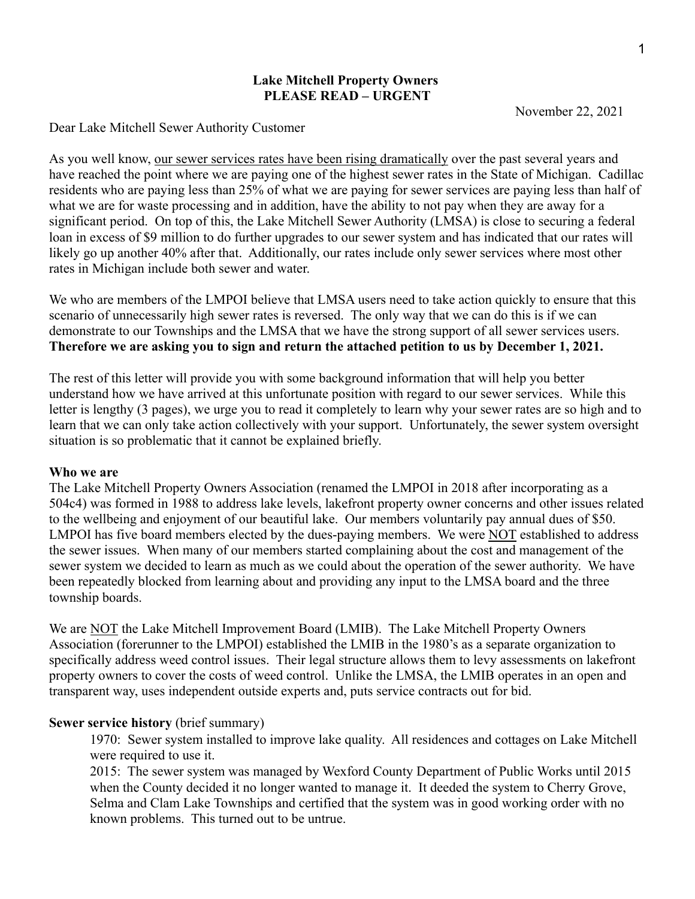**Lake Mitchell Property Owners**
**PLEASE READ – URGENT**

November 22, 2021

Dear Lake Mitchell Sewer Authority Customer

As you well know, <u>our sewer services rates have been rising dramatically</u> over the past several years and have reached the point where we are paying one of the highest sewer rates in the State of Michigan. Cadillac residents who are paying less than 25% of what we are paying for sewer services are paying less than half of what we are for waste processing and in addition, have the ability to not pay when they are away for a significant period. On top of this, the Lake Mitchell Sewer Authority (LMSA) is close to securing a federal loan in excess of $9 million to do further upgrades to our sewer system and has indicated that our rates will likely go up another 40% after that. Additionally, our rates include only sewer services where most other rates in Michigan include both sewer and water.

We who are members of the LMPOI believe that LMSA users need to take action quickly to ensure that this scenario of unnecessarily high sewer rates is reversed. The only way that we can do this is if we can demonstrate to our Townships and the LMSA that we have the strong support of all sewer services users. **Therefore we are asking you to sign and return the attached petition to us by December 1, 2021.**

The rest of this letter will provide you with some background information that will help you better understand how we have arrived at this unfortunate position with regard to our sewer services. While this letter is lengthy (3 pages), we urge you to read it completely to learn why your sewer rates are so high and to learn that we can only take action collectively with your support. Unfortunately, the sewer system oversight situation is so problematic that it cannot be explained briefly.

**Who we are**

The Lake Mitchell Property Owners Association (renamed the LMPOI in 2018 after incorporating as a 504c4) was formed in 1988 to address lake levels, lakefront property owner concerns and other issues related to the wellbeing and enjoyment of our beautiful lake. Our members voluntarily pay annual dues of $50. LMPOI has five board members elected by the dues-paying members. We were <u>NOT</u> established to address the sewer issues. When many of our members started complaining about the cost and management of the sewer system we decided to learn as much as we could about the operation of the sewer authority. We have been repeatedly blocked from learning about and providing any input to the LMSA board and the three township boards.

We are <u>NOT</u> the Lake Mitchell Improvement Board (LMIB). The Lake Mitchell Property Owners Association (forerunner to the LMPOI) established the LMIB in the 1980's as a separate organization to specifically address weed control issues. Their legal structure allows them to levy assessments on lakefront property owners to cover the costs of weed control. Unlike the LMSA, the LMIB operates in an open and transparent way, uses independent outside experts and, puts service contracts out for bid.

**Sewer service history** (brief summary)

1970: Sewer system installed to improve lake quality. All residences and cottages on Lake Mitchell were required to use it.

2015: The sewer system was managed by Wexford County Department of Public Works until 2015 when the County decided it no longer wanted to manage it. It deeded the system to Cherry Grove, Selma and Clam Lake Townships and certified that the system was in good working order with no known problems. This turned out to be untrue.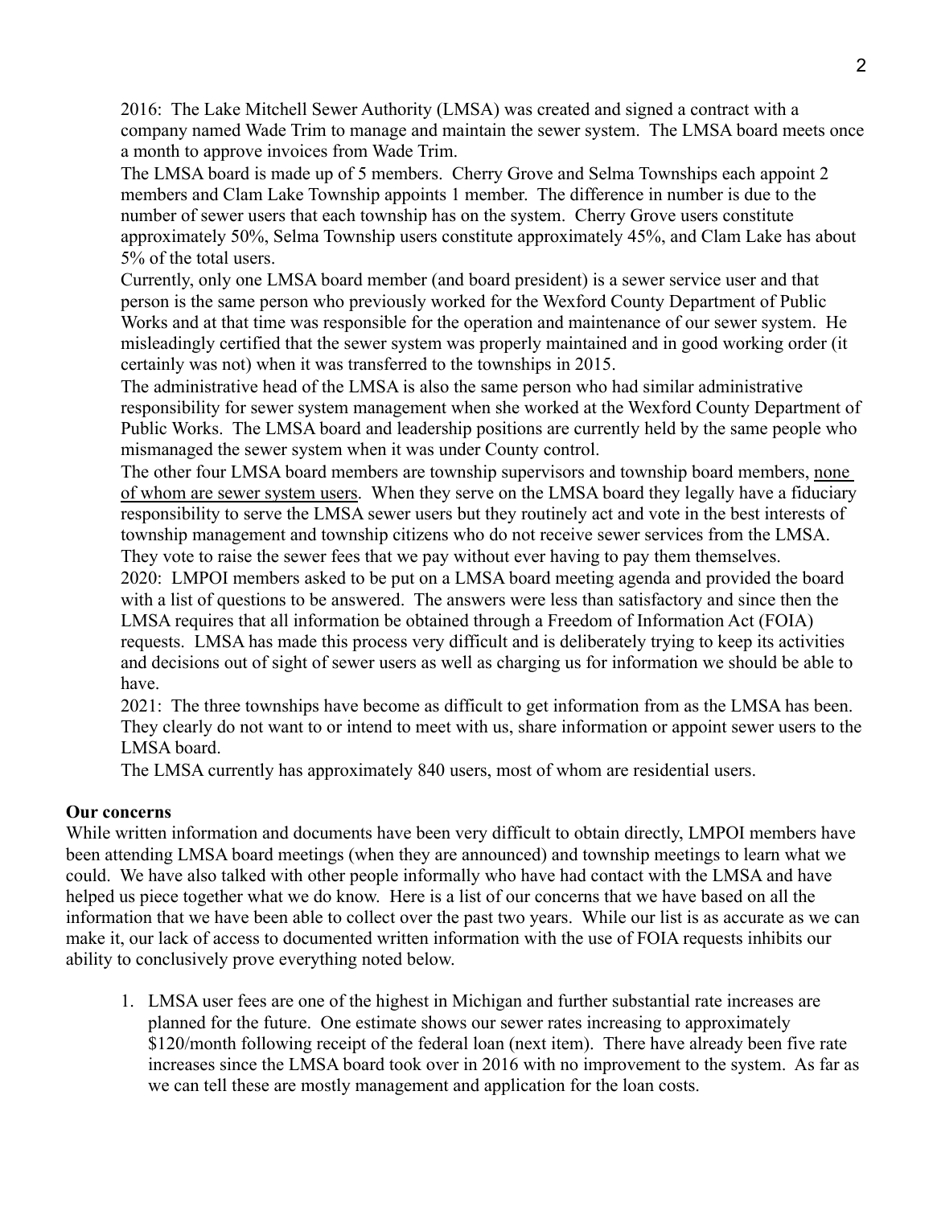2016: The Lake Mitchell Sewer Authority (LMSA) was created and signed a contract with a company named Wade Trim to manage and maintain the sewer system. The LMSA board meets once a month to approve invoices from Wade Trim.

The LMSA board is made up of 5 members. Cherry Grove and Selma Townships each appoint 2 members and Clam Lake Township appoints 1 member. The difference in number is due to the number of sewer users that each township has on the system. Cherry Grove users constitute approximately 50%, Selma Township users constitute approximately 45%, and Clam Lake has about 5% of the total users.

Currently, only one LMSA board member (and board president) is a sewer service user and that person is the same person who previously worked for the Wexford County Department of Public Works and at that time was responsible for the operation and maintenance of our sewer system. He misleadingly certified that the sewer system was properly maintained and in good working order (it certainly was not) when it was transferred to the townships in 2015.

The administrative head of the LMSA is also the same person who had similar administrative responsibility for sewer system management when she worked at the Wexford County Department of Public Works. The LMSA board and leadership positions are currently held by the same people who mismanaged the sewer system when it was under County control.

The other four LMSA board members are township supervisors and township board members, <u>none of whom are sewer system users</u>. When they serve on the LMSA board they legally have a fiduciary responsibility to serve the LMSA sewer users but they routinely act and vote in the best interests of township management and township citizens who do not receive sewer services from the LMSA. They vote to raise the sewer fees that we pay without ever having to pay them themselves.

2020: LMPOI members asked to be put on a LMSA board meeting agenda and provided the board with a list of questions to be answered. The answers were less than satisfactory and since then the LMSA requires that all information be obtained through a Freedom of Information Act (FOIA) requests. LMSA has made this process very difficult and is deliberately trying to keep its activities and decisions out of sight of sewer users as well as charging us for information we should be able to have.

2021: The three townships have become as difficult to get information from as the LMSA has been. They clearly do not want to or intend to meet with us, share information or appoint sewer users to the LMSA board.

The LMSA currently has approximately 840 users, most of whom are residential users.

**Our concerns**

While written information and documents have been very difficult to obtain directly, LMPOI members have been attending LMSA board meetings (when they are announced) and township meetings to learn what we could. We have also talked with other people informally who have had contact with the LMSA and have helped us piece together what we do know. Here is a list of our concerns that we have based on all the information that we have been able to collect over the past two years. While our list is as accurate as we can make it, our lack of access to documented written information with the use of FOIA requests inhibits our ability to conclusively prove everything noted below.

1. LMSA user fees are one of the highest in Michigan and further substantial rate increases are planned for the future. One estimate shows our sewer rates increasing to approximately $120/month following receipt of the federal loan (next item). There have already been five rate increases since the LMSA board took over in 2016 with no improvement to the system. As far as we can tell these are mostly management and application for the loan costs.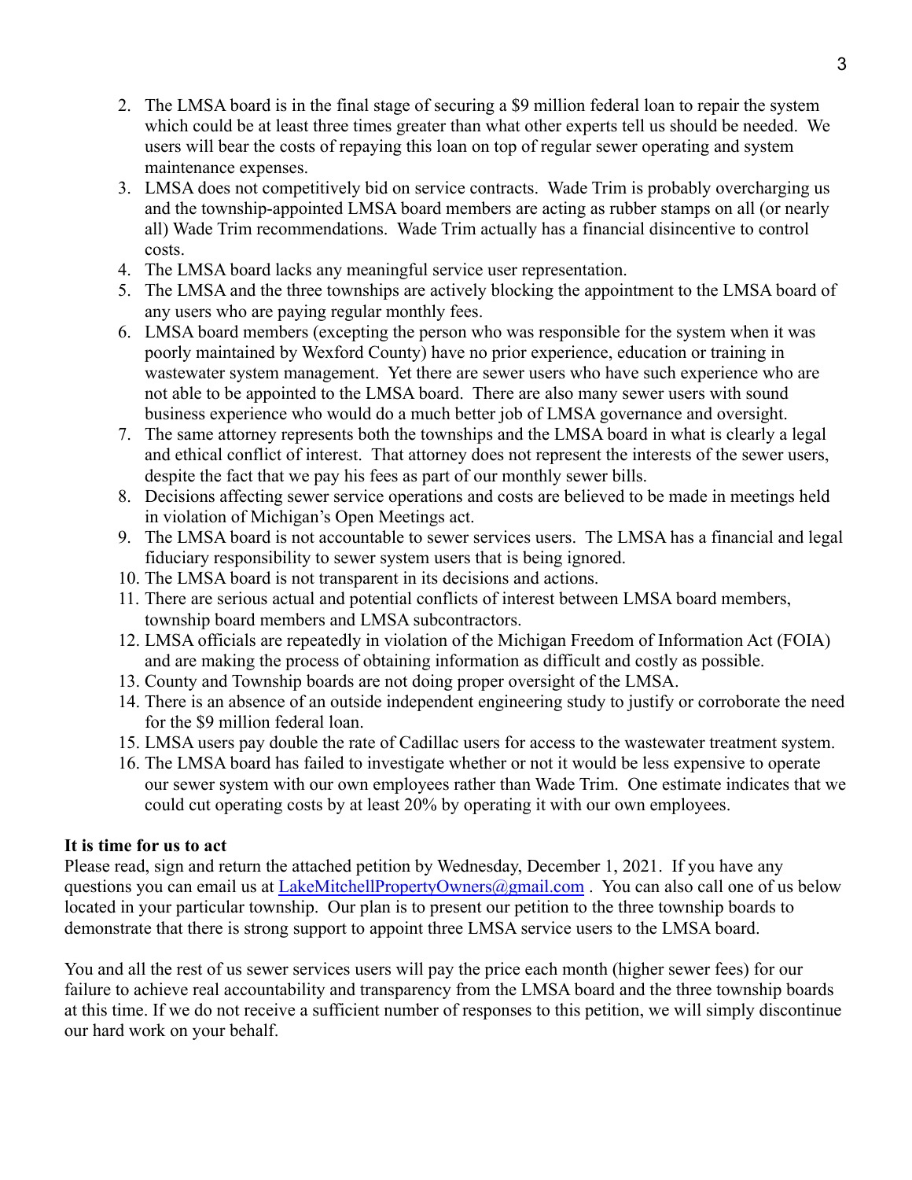2. The LMSA board is in the final stage of securing a $9 million federal loan to repair the system which could be at least three times greater than what other experts tell us should be needed. We users will bear the costs of repaying this loan on top of regular sewer operating and system maintenance expenses.
3. LMSA does not competitively bid on service contracts. Wade Trim is probably overcharging us and the township-appointed LMSA board members are acting as rubber stamps on all (or nearly all) Wade Trim recommendations. Wade Trim actually has a financial disincentive to control costs.
4. The LMSA board lacks any meaningful service user representation.
5. The LMSA and the three townships are actively blocking the appointment to the LMSA board of any users who are paying regular monthly fees.
6. LMSA board members (excepting the person who was responsible for the system when it was poorly maintained by Wexford County) have no prior experience, education or training in wastewater system management. Yet there are sewer users who have such experience who are not able to be appointed to the LMSA board. There are also many sewer users with sound business experience who would do a much better job of LMSA governance and oversight.
7. The same attorney represents both the townships and the LMSA board in what is clearly a legal and ethical conflict of interest. That attorney does not represent the interests of the sewer users, despite the fact that we pay his fees as part of our monthly sewer bills.
8. Decisions affecting sewer service operations and costs are believed to be made in meetings held in violation of Michigan's Open Meetings act.
9. The LMSA board is not accountable to sewer services users. The LMSA has a financial and legal fiduciary responsibility to sewer system users that is being ignored.
10. The LMSA board is not transparent in its decisions and actions.
11. There are serious actual and potential conflicts of interest between LMSA board members, township board members and LMSA subcontractors.
12. LMSA officials are repeatedly in violation of the Michigan Freedom of Information Act (FOIA) and are making the process of obtaining information as difficult and costly as possible.
13. County and Township boards are not doing proper oversight of the LMSA.
14. There is an absence of an outside independent engineering study to justify or corroborate the need for the $9 million federal loan.
15. LMSA users pay double the rate of Cadillac users for access to the wastewater treatment system.
16. The LMSA board has failed to investigate whether or not it would be less expensive to operate our sewer system with our own employees rather than Wade Trim. One estimate indicates that we could cut operating costs by at least 20% by operating it with our own employees.

**It is time for us to act**

Please read, sign and return the attached petition by Wednesday, December 1, 2021. If you have any questions you can email us at LakeMitchellPropertyOwners@gmail.com . You can also call one of us below located in your particular township. Our plan is to present our petition to the three township boards to demonstrate that there is strong support to appoint three LMSA service users to the LMSA board.

You and all the rest of us sewer services users will pay the price each month (higher sewer fees) for our failure to achieve real accountability and transparency from the LMSA board and the three township boards at this time. If we do not receive a sufficient number of responses to this petition, we will simply discontinue our hard work on your behalf.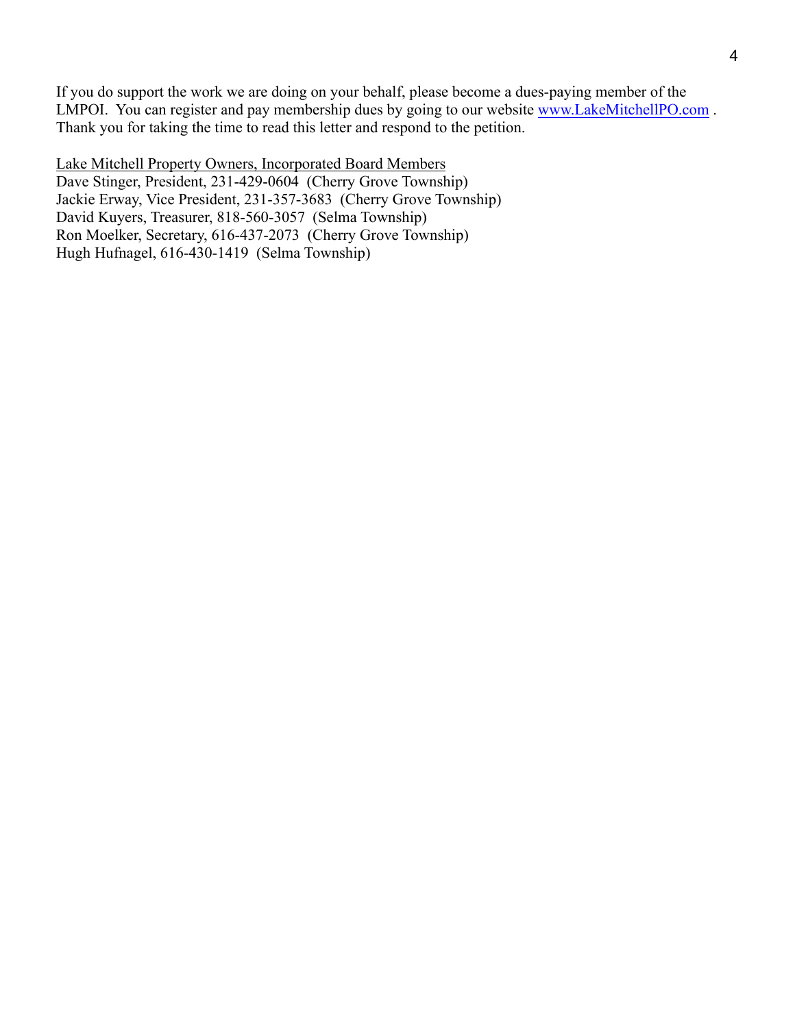If you do support the work we are doing on your behalf, please become a dues-paying member of the LMPOI. You can register and pay membership dues by going to our website [www.LakeMitchellPO.com](http://www.LakeMitchellPO.com) . Thank you for taking the time to read this letter and respond to the petition.

<u>Lake Mitchell Property Owners, Incorporated Board Members</u>
Dave Stinger, President, 231-429-0604 (Cherry Grove Township)
Jackie Erway, Vice President, 231-357-3683 (Cherry Grove Township)
David Kuyers, Treasurer, 818-560-3057 (Selma Township)
Ron Moelker, Secretary, 616-437-2073 (Cherry Grove Township)
Hugh Hufnagel, 616-430-1419 (Selma Township)